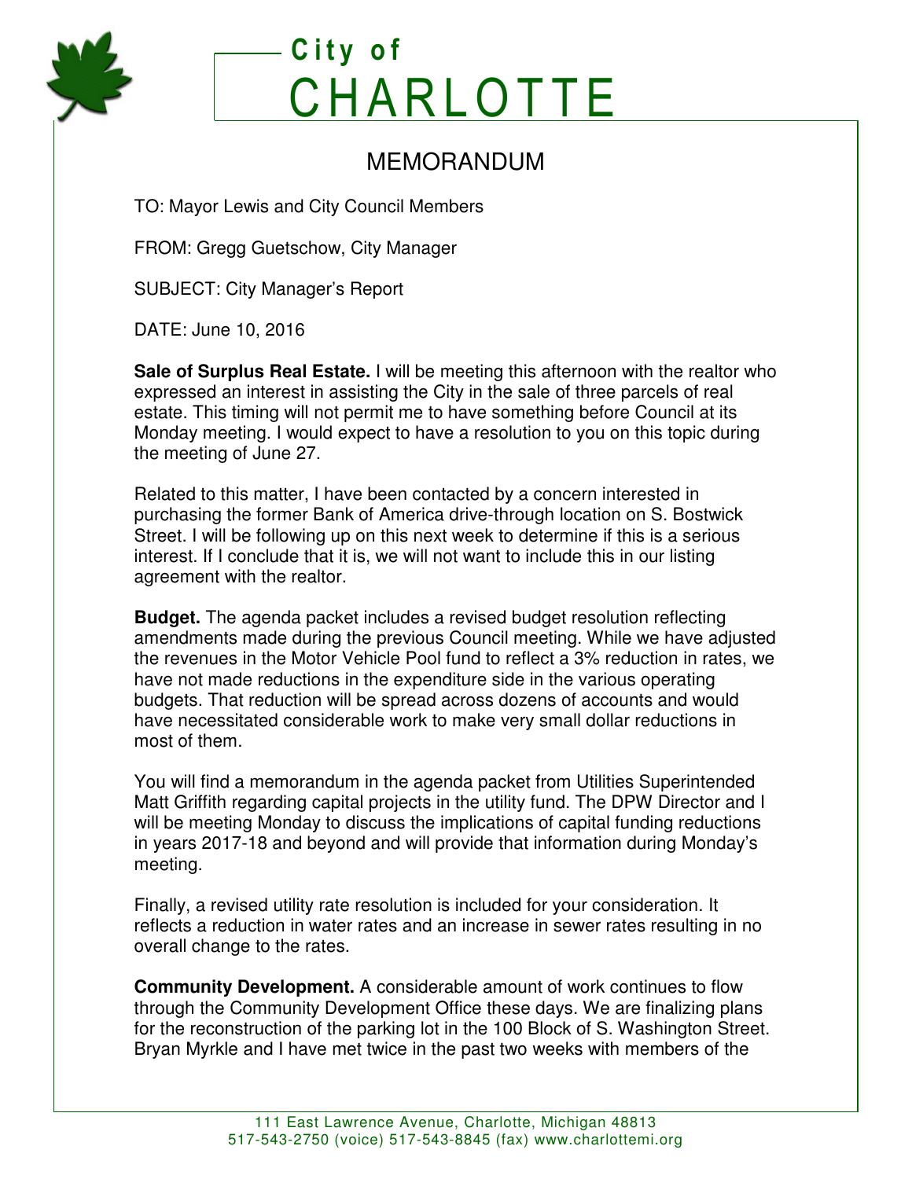# City of CHARLOTTE

## MEMORANDUM

TO: Mayor Lewis and City Council Members

FROM: Gregg Guetschow, City Manager

SUBJECT: City Manager's Report

DATE: June 10, 2016

**Sale of Surplus Real Estate.** I will be meeting this afternoon with the realtor who expressed an interest in assisting the City in the sale of three parcels of real estate. This timing will not permit me to have something before Council at its Monday meeting. I would expect to have a resolution to you on this topic during the meeting of June 27.

Related to this matter, I have been contacted by a concern interested in purchasing the former Bank of America drive-through location on S. Bostwick Street. I will be following up on this next week to determine if this is a serious interest. If I conclude that it is, we will not want to include this in our listing agreement with the realtor.

**Budget.** The agenda packet includes a revised budget resolution reflecting amendments made during the previous Council meeting. While we have adjusted the revenues in the Motor Vehicle Pool fund to reflect a 3% reduction in rates, we have not made reductions in the expenditure side in the various operating budgets. That reduction will be spread across dozens of accounts and would have necessitated considerable work to make very small dollar reductions in most of them.

You will find a memorandum in the agenda packet from Utilities Superintended Matt Griffith regarding capital projects in the utility fund. The DPW Director and I will be meeting Monday to discuss the implications of capital funding reductions in years 2017-18 and beyond and will provide that information during Monday's meeting.

Finally, a revised utility rate resolution is included for your consideration. It reflects a reduction in water rates and an increase in sewer rates resulting in no overall change to the rates.

**Community Development.** A considerable amount of work continues to flow through the Community Development Office these days. We are finalizing plans for the reconstruction of the parking lot in the 100 Block of S. Washington Street. Bryan Myrkle and I have met twice in the past two weeks with members of the

111 East Lawrence Avenue, Charlotte, Michigan 48813
517-543-2750 (voice) 517-543-8845 (fax) www.charlottemi.org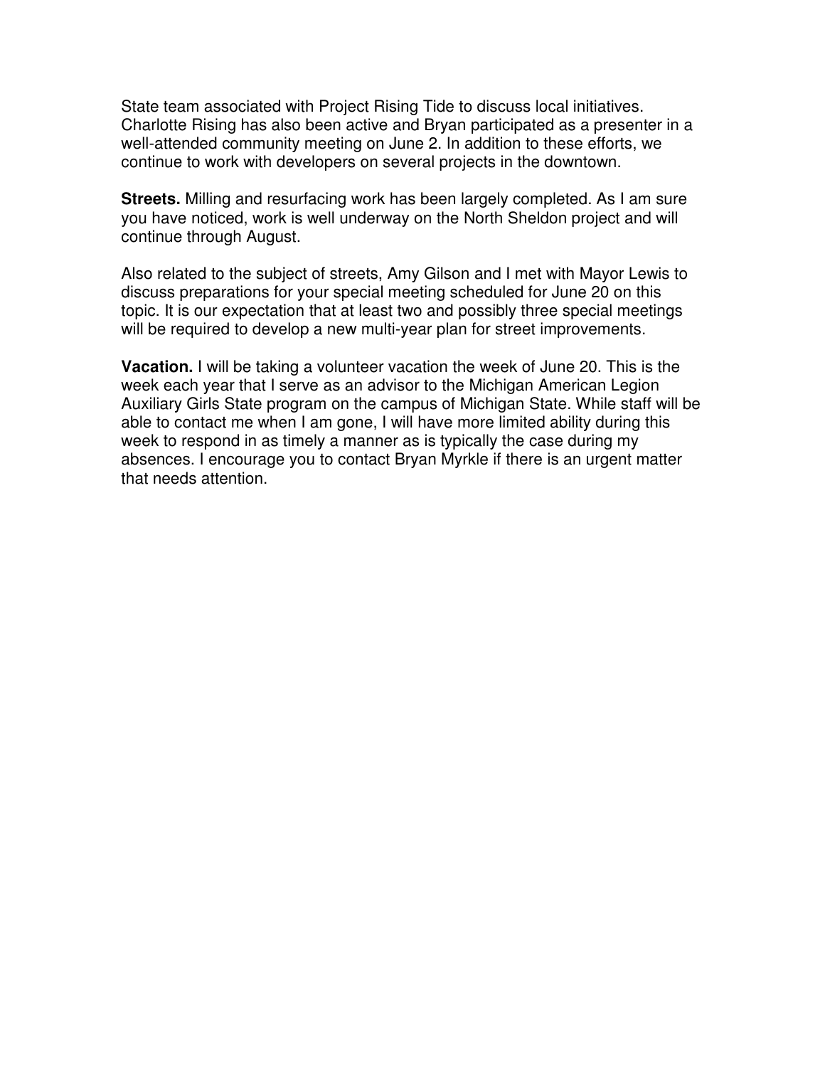State team associated with Project Rising Tide to discuss local initiatives. Charlotte Rising has also been active and Bryan participated as a presenter in a well-attended community meeting on June 2. In addition to these efforts, we continue to work with developers on several projects in the downtown.

**Streets.** Milling and resurfacing work has been largely completed. As I am sure you have noticed, work is well underway on the North Sheldon project and will continue through August.

Also related to the subject of streets, Amy Gilson and I met with Mayor Lewis to discuss preparations for your special meeting scheduled for June 20 on this topic. It is our expectation that at least two and possibly three special meetings will be required to develop a new multi-year plan for street improvements.

**Vacation.** I will be taking a volunteer vacation the week of June 20. This is the week each year that I serve as an advisor to the Michigan American Legion Auxiliary Girls State program on the campus of Michigan State. While staff will be able to contact me when I am gone, I will have more limited ability during this week to respond in as timely a manner as is typically the case during my absences. I encourage you to contact Bryan Myrkle if there is an urgent matter that needs attention.